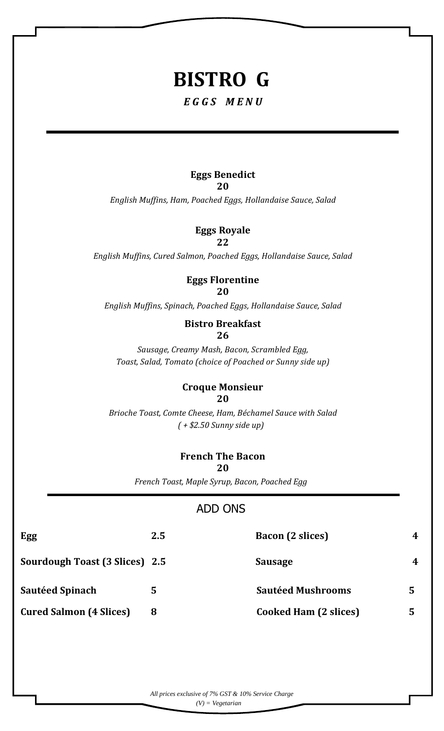# BISTRO G

***EGGS MENU***

---

**Eggs Benedict**
**20**
*English Muffins, Ham, Poached Eggs, Hollandaise Sauce, Salad*

**Eggs Royale**
**22**
*English Muffins, Cured Salmon, Poached Eggs, Hollandaise Sauce, Salad*

**Eggs Florentine**
**20**
*English Muffins, Spinach, Poached Eggs, Hollandaise Sauce, Salad*

**Bistro Breakfast**
**26**
*Sausage, Creamy Mash, Bacon, Scrambled Egg,*
*Toast, Salad, Tomato (choice of Poached or Sunny side up)*

**Croque Monsieur**
**20**
*Brioche Toast, Comte Cheese, Ham, Béchamel Sauce with Salad*
*( + $2.50 Sunny side up)*

**French The Bacon**
**20**
*French Toast, Maple Syrup, Bacon, Poached Egg*

---

## ADD ONS

| | | | |
|---|---|---|---|
| **Egg** | **2.5** | **Bacon (2 slices)** | **4** |
| **Sourdough Toast (3 Slices)** | **2.5** | **Sausage** | **4** |
| **Sautéed Spinach** | **5** | **Sautéed Mushrooms** | **5** |
| **Cured Salmon (4 Slices)** | **8** | **Cooked Ham (2 slices)** | **5** |

*All prices exclusive of 7% GST & 10% Service Charge*
*(V) = Vegetarian*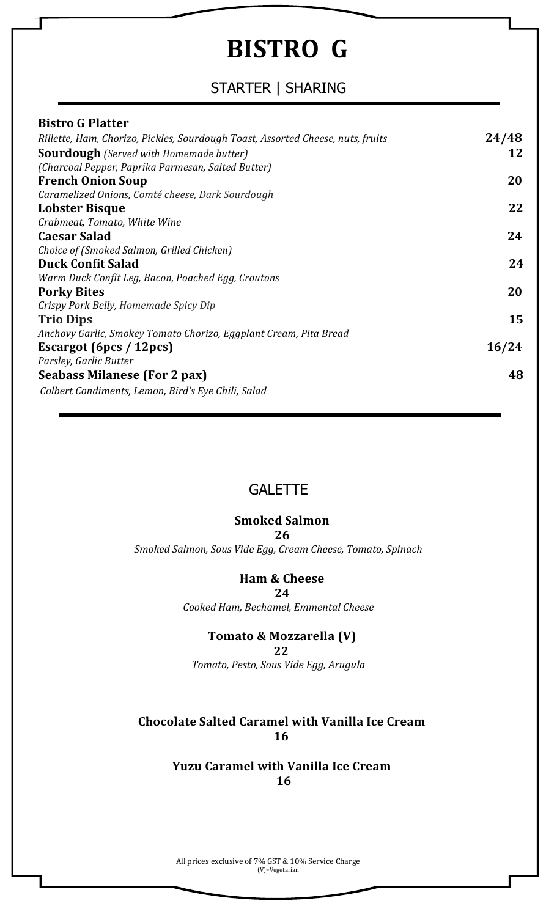# BISTRO G

## STARTER | SHARING

| Item | Price |
| --- | --- |
| **Bistro G Platter**<br>*Rillette, Ham, Chorizo, Pickles, Sourdough Toast, Assorted Cheese, nuts, fruits* | **24/48** |
| **Sourdough** *(Served with Homemade butter)*<br>*(Charcoal Pepper, Paprika Parmesan, Salted Butter)* | **12** |
| **French Onion Soup**<br>*Caramelized Onions, Comté cheese, Dark Sourdough* | **20** |
| **Lobster Bisque**<br>*Crabmeat, Tomato, White Wine* | **22** |
| **Caesar Salad**<br>*Choice of (Smoked Salmon, Grilled Chicken)* | **24** |
| **Duck Confit Salad**<br>*Warm Duck Confit Leg, Bacon, Poached Egg, Croutons* | **24** |
| **Porky Bites**<br>*Crispy Pork Belly, Homemade Spicy Dip* | **20** |
| **Trio Dips**<br>*Anchovy Garlic, Smokey Tomato Chorizo, Eggplant Cream, Pita Bread* | **15** |
| **Escargot (6pcs / 12pcs)**<br>*Parsley, Garlic Butter* | **16/24** |
| **Seabass Milanese (For 2 pax)**<br>*Colbert Condiments, Lemon, Bird's Eye Chili, Salad* | **48** |

## GALETTE

**Smoked Salmon**
**26**
*Smoked Salmon, Sous Vide Egg, Cream Cheese, Tomato, Spinach*

**Ham & Cheese**
**24**
*Cooked Ham, Bechamel, Emmental Cheese*

**Tomato & Mozzarella (V)**
**22**
*Tomato, Pesto, Sous Vide Egg, Arugula*

**Chocolate Salted Caramel with Vanilla Ice Cream**
**16**

**Yuzu Caramel with Vanilla Ice Cream**
**16**

All prices exclusive of 7% GST & 10% Service Charge
(V)=Vegetarian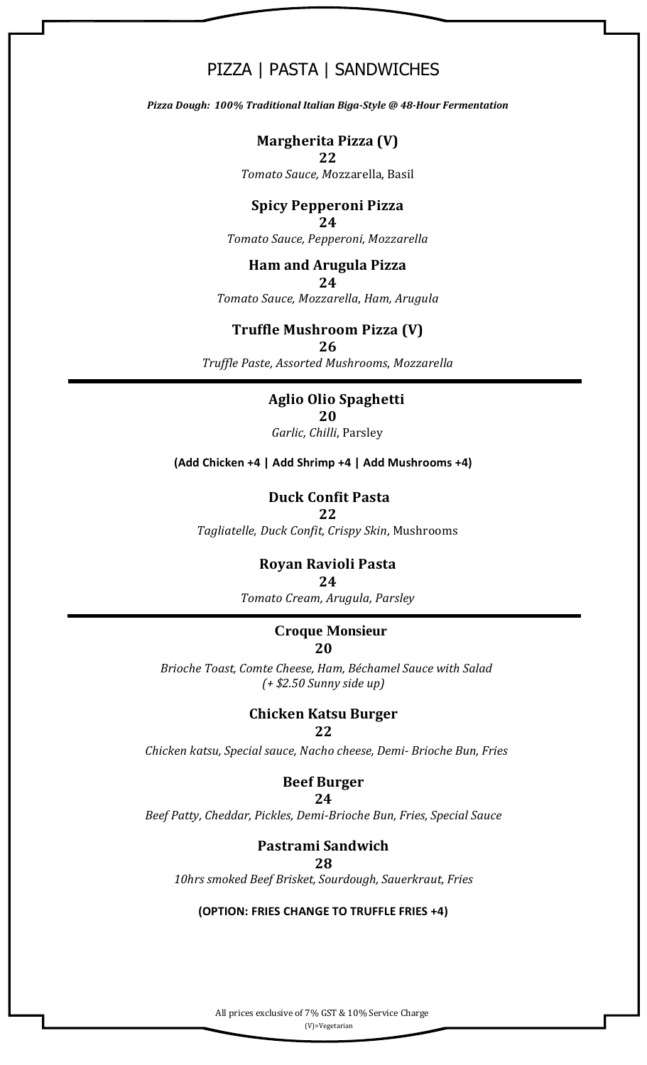# PIZZA | PASTA | SANDWICHES

***Pizza Dough: 100% Traditional Italian Biga-Style @ 48-Hour Fermentation***

**Margherita Pizza (V)**
**22**
*Tomato Sauce,* Mozzarella, Basil

**Spicy Pepperoni Pizza**
**24**
*Tomato Sauce, Pepperoni, Mozzarella*

**Ham and Arugula Pizza**
**24**
*Tomato Sauce, Mozzarella, Ham, Arugula*

**Truffle Mushroom Pizza (V)**
**26**
*Truffle Paste, Assorted Mushrooms, Mozzarella*

---

**Aglio Olio Spaghetti**
**20**
*Garlic, Chilli*, Parsley

**(Add Chicken +4 | Add Shrimp +4 | Add Mushrooms +4)**

**Duck Confit Pasta**
**22**
*Tagliatelle, Duck Confit, Crispy Skin*, Mushrooms

**Royan Ravioli Pasta**
**24**
*Tomato Cream, Arugula, Parsley*

---

**Croque Monsieur**
**20**
*Brioche Toast, Comte Cheese, Ham, Béchamel Sauce with Salad*
*(+ $2.50 Sunny side up)*

**Chicken Katsu Burger**
**22**
*Chicken katsu, Special sauce, Nacho cheese, Demi- Brioche Bun, Fries*

**Beef Burger**
**24**
*Beef Patty, Cheddar, Pickles, Demi-Brioche Bun, Fries, Special Sauce*

**Pastrami Sandwich**
**28**
*10hrs smoked Beef Brisket, Sourdough, Sauerkraut, Fries*

**(OPTION: FRIES CHANGE TO TRUFFLE FRIES +4)**

All prices exclusive of 7% GST & 10% Service Charge
(V)=Vegetarian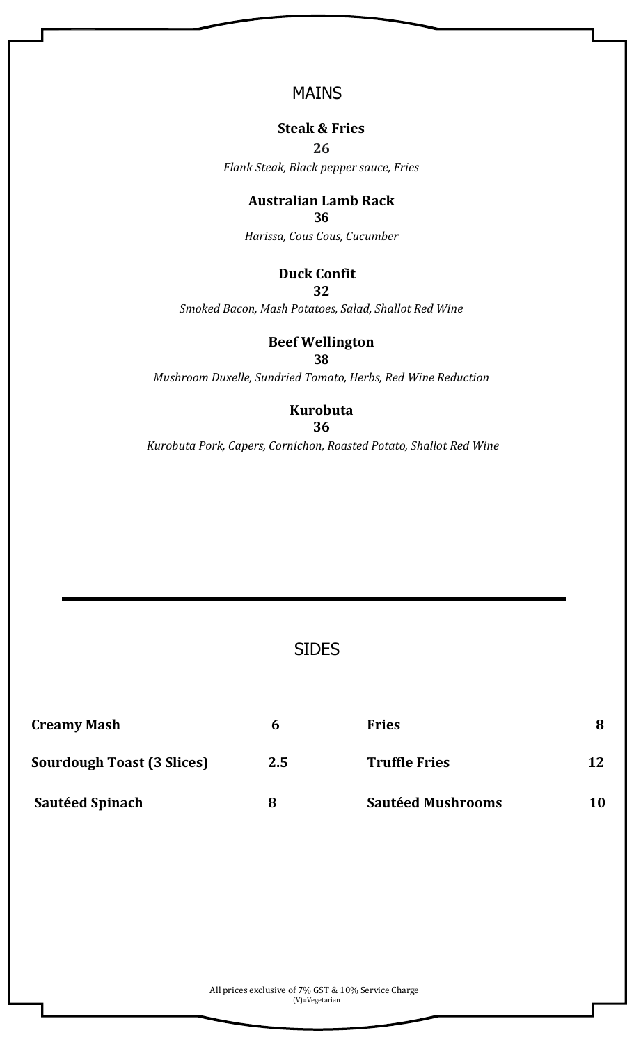## MAINS

**Steak & Fries**

**26**

*Flank Steak, Black pepper sauce, Fries*

**Australian Lamb Rack**

**36**

*Harissa, Cous Cous, Cucumber*

**Duck Confit**

**32**

*Smoked Bacon, Mash Potatoes, Salad, Shallot Red Wine*

**Beef Wellington**

**38**

*Mushroom Duxelle, Sundried Tomato, Herbs, Red Wine Reduction*

**Kurobuta**

**36**

*Kurobuta Pork, Capers, Cornichon, Roasted Potato, Shallot Red Wine*

---

## SIDES

| | | | |
|---|---|---|---|
| **Creamy Mash** | **6** | **Fries** | **8** |
| **Sourdough Toast (3 Slices)** | **2.5** | **Truffle Fries** | **12** |
| **Sautéed Spinach** | **8** | **Sautéed Mushrooms** | **10** |

All prices exclusive of 7% GST & 10% Service Charge

(V)=Vegetarian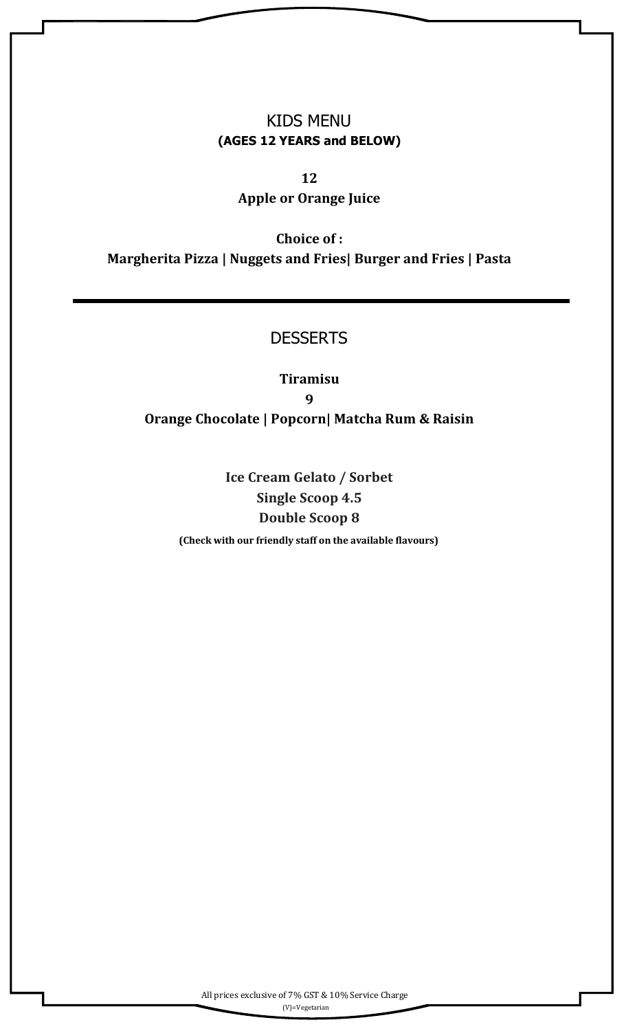## KIDS MENU

**(AGES 12 YEARS and BELOW)**

**12**

**Apple or Orange Juice**

**Choice of :**

**Margherita Pizza | Nuggets and Fries| Burger and Fries | Pasta**

---

## DESSERTS

**Tiramisu**

**9**

**Orange Chocolate | Popcorn| Matcha Rum & Raisin**

**Ice Cream Gelato / Sorbet**

**Single Scoop 4.5**

**Double Scoop 8**

**(Check with our friendly staff on the available flavours)**

All prices exclusive of 7% GST & 10% Service Charge

(V)=Vegetarian